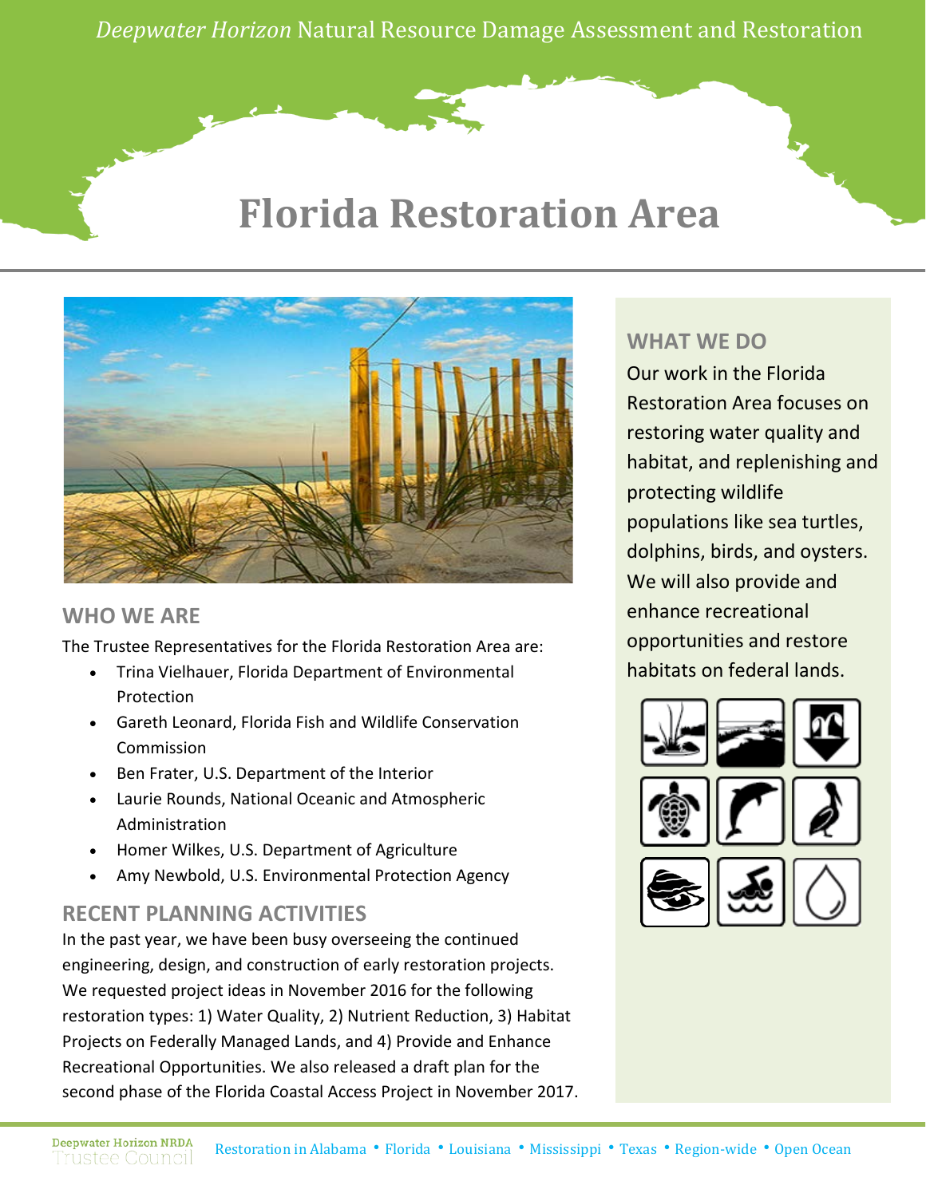*Deepwater Horizon* Natural Resource Damage Assessment and Restoration

# Florida Restoration Area

## WHO WE ARE

The Trustee Representatives for the Florida Restoration Area are:

- Trina Vielhauer, Florida Department of Environmental Protection
- Gareth Leonard, Florida Fish and Wildlife Conservation Commission
- Ben Frater, U.S. Department of the Interior
- Laurie Rounds, National Oceanic and Atmospheric Administration
- Homer Wilkes, U.S. Department of Agriculture
- Amy Newbold, U.S. Environmental Protection Agency

## RECENT PLANNING ACTIVITIES

In the past year, we have been busy overseeing the continued engineering, design, and construction of early restoration projects. We requested project ideas in November 2016 for the following restoration types: 1) Water Quality, 2) Nutrient Reduction, 3) Habitat Projects on Federally Managed Lands, and 4) Provide and Enhance Recreational Opportunities. We also released a draft plan for the second phase of the Florida Coastal Access Project in November 2017.

## WHAT WE DO

Our work in the Florida Restoration Area focuses on restoring water quality and habitat, and replenishing and protecting wildlife populations like sea turtles, dolphins, birds, and oysters. We will also provide and enhance recreational opportunities and restore habitats on federal lands.

Deepwater Horizon NRDA Trustee Council

Restoration in Alabama • Florida • Louisiana • Mississippi • Texas • Region-wide • Open Ocean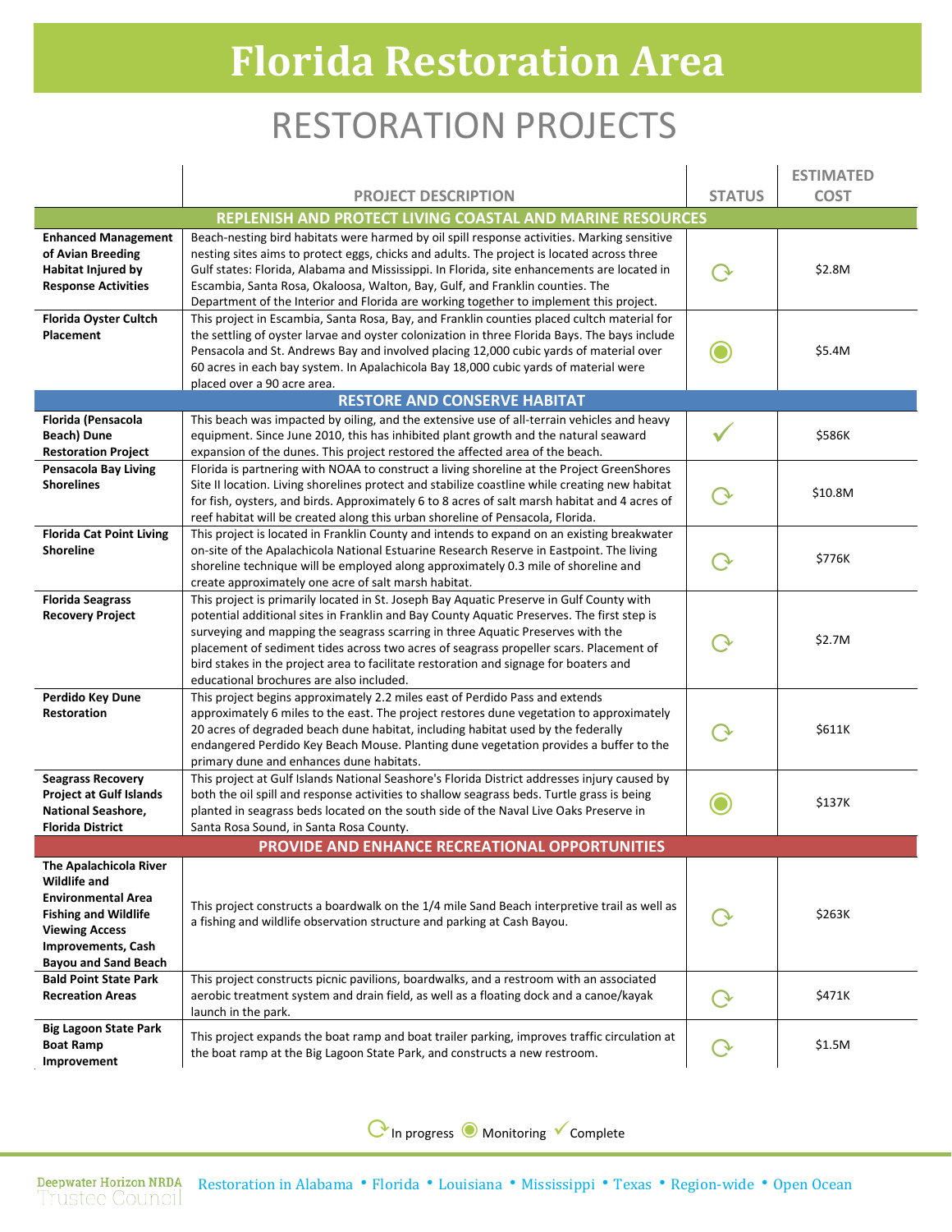# Florida Restoration Area

## RESTORATION PROJECTS

| | PROJECT DESCRIPTION | STATUS | ESTIMATED COST |
|---|---|---|---|
| **REPLENISH AND PROTECT LIVING COASTAL AND MARINE RESOURCES** | | | |
| **Enhanced Management of Avian Breeding Habitat Injured by Response Activities** | Beach-nesting bird habitats were harmed by oil spill response activities. Marking sensitive nesting sites aims to protect eggs, chicks and adults. The project is located across three Gulf states: Florida, Alabama and Mississippi. In Florida, site enhancements are located in Escambia, Santa Rosa, Okaloosa, Walton, Bay, Gulf, and Franklin counties. The Department of the Interior and Florida are working together to implement this project. | In progress | $2.8M |
| **Florida Oyster Cultch Placement** | This project in Escambia, Santa Rosa, Bay, and Franklin counties placed cultch material for the settling of oyster larvae and oyster colonization in three Florida Bays. The bays include Pensacola and St. Andrews Bay and involved placing 12,000 cubic yards of material over 60 acres in each bay system. In Apalachicola Bay 18,000 cubic yards of material were placed over a 90 acre area. | Monitoring | $5.4M |
| **RESTORE AND CONSERVE HABITAT** | | | |
| **Florida (Pensacola Beach) Dune Restoration Project** | This beach was impacted by oiling, and the extensive use of all-terrain vehicles and heavy equipment. Since June 2010, this has inhibited plant growth and the natural seaward expansion of the dunes. This project restored the affected area of the beach. | Complete | $586K |
| **Pensacola Bay Living Shorelines** | Florida is partnering with NOAA to construct a living shoreline at the Project GreenShores Site II location. Living shorelines protect and stabilize coastline while creating new habitat for fish, oysters, and birds. Approximately 6 to 8 acres of salt marsh habitat and 4 acres of reef habitat will be created along this urban shoreline of Pensacola, Florida. | In progress | $10.8M |
| **Florida Cat Point Living Shoreline** | This project is located in Franklin County and intends to expand on an existing breakwater on-site of the Apalachicola National Estuarine Research Reserve in Eastpoint. The living shoreline technique will be employed along approximately 0.3 mile of shoreline and create approximately one acre of salt marsh habitat. | In progress | $776K |
| **Florida Seagrass Recovery Project** | This project is primarily located in St. Joseph Bay Aquatic Preserve in Gulf County with potential additional sites in Franklin and Bay County Aquatic Preserves. The first step is surveying and mapping the seagrass scarring in three Aquatic Preserves with the placement of sediment tides across two acres of seagrass propeller scars. Placement of bird stakes in the project area to facilitate restoration and signage for boaters and educational brochures are also included. | In progress | $2.7M |
| **Perdido Key Dune Restoration** | This project begins approximately 2.2 miles east of Perdido Pass and extends approximately 6 miles to the east. The project restores dune vegetation to approximately 20 acres of degraded beach dune habitat, including habitat used by the federally endangered Perdido Key Beach Mouse. Planting dune vegetation provides a buffer to the primary dune and enhances dune habitats. | In progress | $611K |
| **Seagrass Recovery Project at Gulf Islands National Seashore, Florida District** | This project at Gulf Islands National Seashore's Florida District addresses injury caused by both the oil spill and response activities to shallow seagrass beds. Turtle grass is being planted in seagrass beds located on the south side of the Naval Live Oaks Preserve in Santa Rosa Sound, in Santa Rosa County. | Monitoring | $137K |
| **PROVIDE AND ENHANCE RECREATIONAL OPPORTUNITIES** | | | |
| **The Apalachicola River Wildlife and Environmental Area Fishing and Wildlife Viewing Access Improvements, Cash Bayou and Sand Beach** | This project constructs a boardwalk on the 1/4 mile Sand Beach interpretive trail as well as a fishing and wildlife observation structure and parking at Cash Bayou. | In progress | $263K |
| **Bald Point State Park Recreation Areas** | This project constructs picnic pavilions, boardwalks, and a restroom with an associated aerobic treatment system and drain field, as well as a floating dock and a canoe/kayak launch in the park. | In progress | $471K |
| **Big Lagoon State Park Boat Ramp Improvement** | This project expands the boat ramp and boat trailer parking, improves traffic circulation at the boat ramp at the Big Lagoon State Park, and constructs a new restroom. | In progress | $1.5M |

In progress • Monitoring • Complete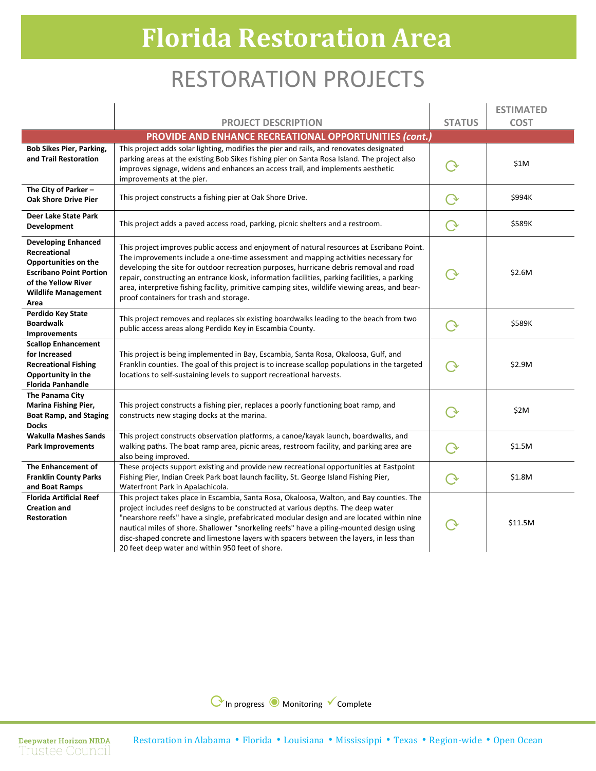# Florida Restoration Area

## RESTORATION PROJECTS

| | PROJECT DESCRIPTION | STATUS | ESTIMATED COST |
|---|---|---|---|
| | **PROVIDE AND ENHANCE RECREATIONAL OPPORTUNITIES *(cont.)*** | | |
| **Bob Sikes Pier, Parking, and Trail Restoration** | This project adds solar lighting, modifies the pier and rails, and renovates designated parking areas at the existing Bob Sikes fishing pier on Santa Rosa Island. The project also improves signage, widens and enhances an access trail, and implements aesthetic improvements at the pier. | In progress | $1M |
| **The City of Parker – Oak Shore Drive Pier** | This project constructs a fishing pier at Oak Shore Drive. | In progress | $994K |
| **Deer Lake State Park Development** | This project adds a paved access road, parking, picnic shelters and a restroom. | In progress | $589K |
| **Developing Enhanced Recreational Opportunities on the Escribano Point Portion of the Yellow River Wildlife Management Area** | This project improves public access and enjoyment of natural resources at Escribano Point. The improvements include a one-time assessment and mapping activities necessary for developing the site for outdoor recreation purposes, hurricane debris removal and road repair, constructing an entrance kiosk, information facilities, parking facilities, a parking area, interpretive fishing facility, primitive camping sites, wildlife viewing areas, and bear-proof containers for trash and storage. | In progress | $2.6M |
| **Perdido Key State Boardwalk Improvements** | This project removes and replaces six existing boardwalks leading to the beach from two public access areas along Perdido Key in Escambia County. | In progress | $589K |
| **Scallop Enhancement for Increased Recreational Fishing Opportunity in the Florida Panhandle** | This project is being implemented in Bay, Escambia, Santa Rosa, Okaloosa, Gulf, and Franklin counties. The goal of this project is to increase scallop populations in the targeted locations to self-sustaining levels to support recreational harvests. | In progress | $2.9M |
| **The Panama City Marina Fishing Pier, Boat Ramp, and Staging Docks** | This project constructs a fishing pier, replaces a poorly functioning boat ramp, and constructs new staging docks at the marina. | In progress | $2M |
| **Wakulla Mashes Sands Park Improvements** | This project constructs observation platforms, a canoe/kayak launch, boardwalks, and walking paths. The boat ramp area, picnic areas, restroom facility, and parking area are also being improved. | In progress | $1.5M |
| **The Enhancement of Franklin County Parks and Boat Ramps** | These projects support existing and provide new recreational opportunities at Eastpoint Fishing Pier, Indian Creek Park boat launch facility, St. George Island Fishing Pier, Waterfront Park in Apalachicola. | In progress | $1.8M |
| **Florida Artificial Reef Creation and Restoration** | This project takes place in Escambia, Santa Rosa, Okaloosa, Walton, and Bay counties. The project includes reef designs to be constructed at various depths. The deep water "nearshore reefs" have a single, prefabricated modular design and are located within nine nautical miles of shore. Shallower "snorkeling reefs" have a piling-mounted design using disc-shaped concrete and limestone layers with spacers between the layers, in less than 20 feet deep water and within 950 feet of shore. | In progress | $11.5M |

In progress • Monitoring • Complete

Deepwater Horizon NRDA Trustee Council

Restoration in Alabama • Florida • Louisiana • Mississippi • Texas • Region-wide • Open Ocean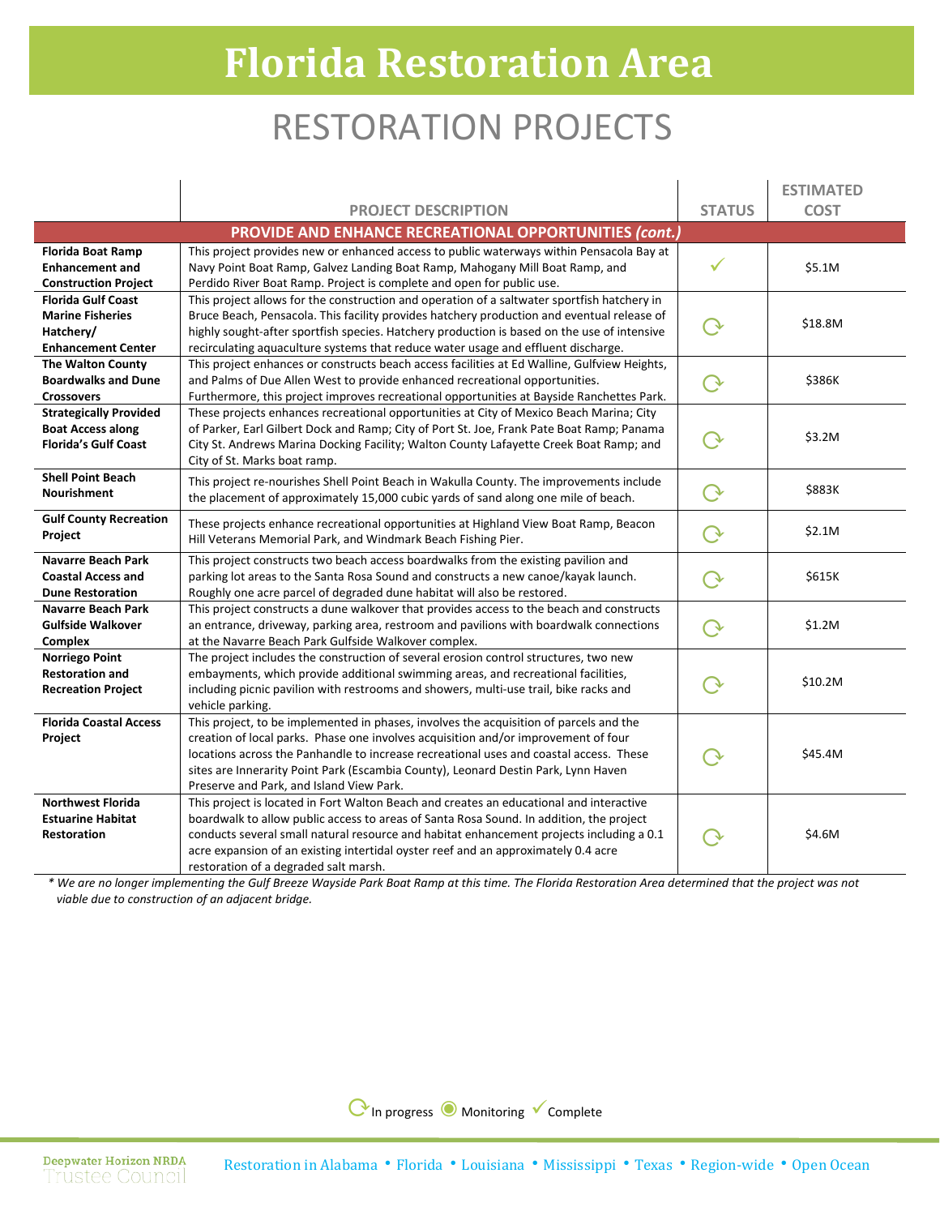# Florida Restoration Area

## RESTORATION PROJECTS

| | PROJECT DESCRIPTION | STATUS | ESTIMATED COST |
|---|---|---|---|
| | **PROVIDE AND ENHANCE RECREATIONAL OPPORTUNITIES *(cont.)*** | | |
| **Florida Boat Ramp Enhancement and Construction Project** | This project provides new or enhanced access to public waterways within Pensacola Bay at Navy Point Boat Ramp, Galvez Landing Boat Ramp, Mahogany Mill Boat Ramp, and Perdido River Boat Ramp. Project is complete and open for public use. | ✓ | $5.1M |
| **Florida Gulf Coast Marine Fisheries Hatchery/ Enhancement Center** | This project allows for the construction and operation of a saltwater sportfish hatchery in Bruce Beach, Pensacola. This facility provides hatchery production and eventual release of highly sought-after sportfish species. Hatchery production is based on the use of intensive recirculating aquaculture systems that reduce water usage and effluent discharge. | ⟳ | $18.8M |
| **The Walton County Boardwalks and Dune Crossovers** | This project enhances or constructs beach access facilities at Ed Walline, Gulfview Heights, and Palms of Due Allen West to provide enhanced recreational opportunities. Furthermore, this project improves recreational opportunities at Bayside Ranchettes Park. | ⟳ | $386K |
| **Strategically Provided Boat Access along Florida's Gulf Coast** | These projects enhances recreational opportunities at City of Mexico Beach Marina; City of Parker, Earl Gilbert Dock and Ramp; City of Port St. Joe, Frank Pate Boat Ramp; Panama City St. Andrews Marina Docking Facility; Walton County Lafayette Creek Boat Ramp; and City of St. Marks boat ramp. | ⟳ | $3.2M |
| **Shell Point Beach Nourishment** | This project re-nourishes Shell Point Beach in Wakulla County. The improvements include the placement of approximately 15,000 cubic yards of sand along one mile of beach. | ⟳ | $883K |
| **Gulf County Recreation Project** | These projects enhance recreational opportunities at Highland View Boat Ramp, Beacon Hill Veterans Memorial Park, and Windmark Beach Fishing Pier. | ⟳ | $2.1M |
| **Navarre Beach Park Coastal Access and Dune Restoration** | This project constructs two beach access boardwalks from the existing pavilion and parking lot areas to the Santa Rosa Sound and constructs a new canoe/kayak launch. Roughly one acre parcel of degraded dune habitat will also be restored. | ⟳ | $615K |
| **Navarre Beach Park Gulfside Walkover Complex** | This project constructs a dune walkover that provides access to the beach and constructs an entrance, driveway, parking area, restroom and pavilions with boardwalk connections at the Navarre Beach Park Gulfside Walkover complex. | ⟳ | $1.2M |
| **Norriego Point Restoration and Recreation Project** | The project includes the construction of several erosion control structures, two new embayments, which provide additional swimming areas, and recreational facilities, including picnic pavilion with restrooms and showers, multi-use trail, bike racks and vehicle parking. | ⟳ | $10.2M |
| **Florida Coastal Access Project** | This project, to be implemented in phases, involves the acquisition of parcels and the creation of local parks. Phase one involves acquisition and/or improvement of four locations across the Panhandle to increase recreational uses and coastal access. These sites are Innerarity Point Park (Escambia County), Leonard Destin Park, Lynn Haven Preserve and Park, and Island View Park. | ⟳ | $45.4M |
| **Northwest Florida Estuarine Habitat Restoration** | This project is located in Fort Walton Beach and creates an educational and interactive boardwalk to allow public access to areas of Santa Rosa Sound. In addition, the project conducts several small natural resource and habitat enhancement projects including a 0.1 acre expansion of an existing intertidal oyster reef and an approximately 0.4 acre restoration of a degraded salt marsh. | ⟳ | $4.6M |

*\* We are no longer implementing the Gulf Breeze Wayside Park Boat Ramp at this time. The Florida Restoration Area determined that the project was not viable due to construction of an adjacent bridge.*

⟳ In progress ◉ Monitoring ✓ Complete

Deepwater Horizon NRDA Trustee Council

Restoration in Alabama • Florida • Louisiana • Mississippi • Texas • Region-wide • Open Ocean